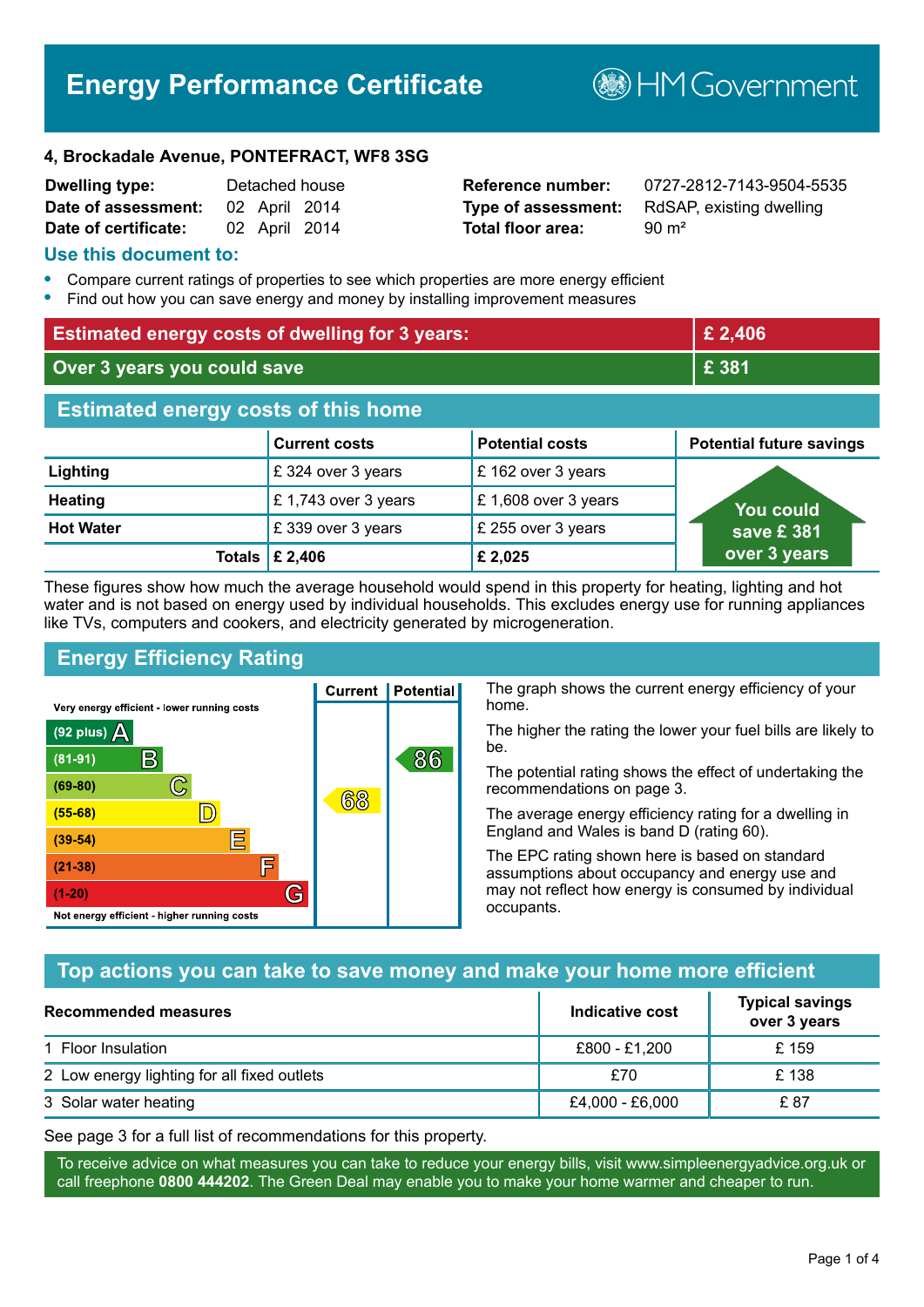# Energy Performance Certificate

HM Government

**4, Brockadale Avenue, PONTEFRACT, WF8 3SG**

| | | | |
|---|---|---|---|
| **Dwelling type:** | Detached house | **Reference number:** | 0727-2812-7143-9504-5535 |
| **Date of assessment:** | 02 April 2014 | **Type of assessment:** | RdSAP, existing dwelling |
| **Date of certificate:** | 02 April 2014 | **Total floor area:** | 90 m² |

## Use this document to:

- Compare current ratings of properties to see which properties are more energy efficient
- Find out how you can save energy and money by installing improvement measures

| | |
|---|---|
| **Estimated energy costs of dwelling for 3 years:** | **£ 2,406** |
| **Over 3 years you could save** | **£ 381** |

## Estimated energy costs of this home

| | Current costs | Potential costs | Potential future savings |
|---|---|---|---|
| **Lighting** | £ 324 over 3 years | £ 162 over 3 years | You could save £ 381 over 3 years |
| **Heating** | £ 1,743 over 3 years | £ 1,608 over 3 years | |
| **Hot Water** | £ 339 over 3 years | £ 255 over 3 years | |
| **Totals** | **£ 2,406** | **£ 2,025** | |

These figures show how much the average household would spend in this property for heating, lighting and hot water and is not based on energy used by individual households. This excludes energy use for running appliances like TVs, computers and cookers, and electricity generated by microgeneration.

## Energy Efficiency Rating

| Rating band | Current | Potential |
|---|---|---|
| Very energy efficient - lower running costs | | |
| (92 plus) A | | |
| (81-91) B | | 86 |
| (69-80) C | | |
| (55-68) D | 68 | |
| (39-54) E | | |
| (21-38) F | | |
| (1-20) G | | |
| Not energy efficient - higher running costs | | |

The graph shows the current energy efficiency of your home.

The higher the rating the lower your fuel bills are likely to be.

The potential rating shows the effect of undertaking the recommendations on page 3.

The average energy efficiency rating for a dwelling in England and Wales is band D (rating 60).

The EPC rating shown here is based on standard assumptions about occupancy and energy use and may not reflect how energy is consumed by individual occupants.

## Top actions you can take to save money and make your home more efficient

| Recommended measures | Indicative cost | Typical savings over 3 years |
|---|---|---|
| 1 Floor Insulation | £800 - £1,200 | £ 159 |
| 2 Low energy lighting for all fixed outlets | £70 | £ 138 |
| 3 Solar water heating | £4,000 - £6,000 | £ 87 |

See page 3 for a full list of recommendations for this property.

To receive advice on what measures you can take to reduce your energy bills, visit www.simpleenergyadvice.org.uk or call freephone **0800 444202**. The Green Deal may enable you to make your home warmer and cheaper to run.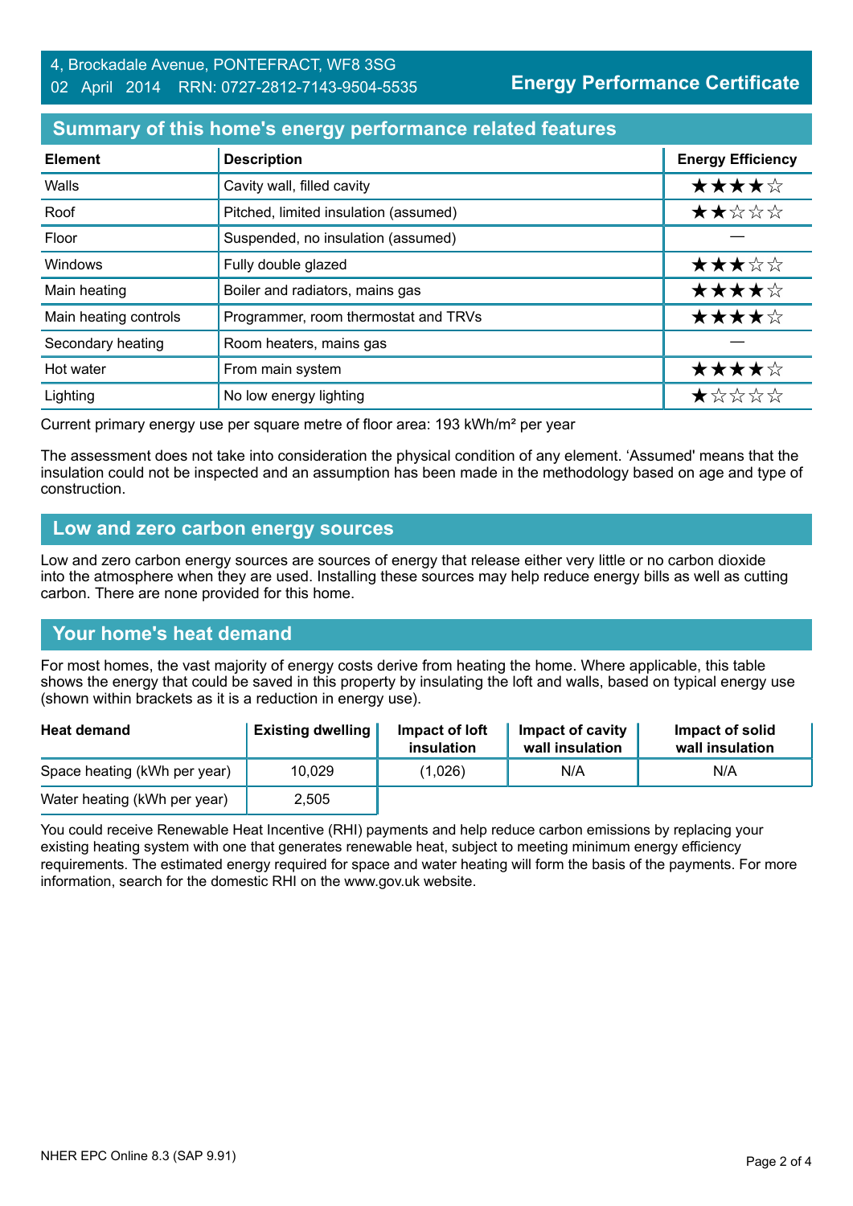## Summary of this home's energy performance related features

| Element | Description | Energy Efficiency |
|---|---|---|
| Walls | Cavity wall, filled cavity | ★★★★☆ |
| Roof | Pitched, limited insulation (assumed) | ★★☆☆☆ |
| Floor | Suspended, no insulation (assumed) | — |
| Windows | Fully double glazed | ★★★☆☆ |
| Main heating | Boiler and radiators, mains gas | ★★★★☆ |
| Main heating controls | Programmer, room thermostat and TRVs | ★★★★☆ |
| Secondary heating | Room heaters, mains gas | — |
| Hot water | From main system | ★★★★☆ |
| Lighting | No low energy lighting | ★☆☆☆☆ |

Current primary energy use per square metre of floor area: 193 kWh/m² per year

The assessment does not take into consideration the physical condition of any element. 'Assumed' means that the insulation could not be inspected and an assumption has been made in the methodology based on age and type of construction.

## Low and zero carbon energy sources

Low and zero carbon energy sources are sources of energy that release either very little or no carbon dioxide into the atmosphere when they are used. Installing these sources may help reduce energy bills as well as cutting carbon. There are none provided for this home.

## Your home's heat demand

For most homes, the vast majority of energy costs derive from heating the home. Where applicable, this table shows the energy that could be saved in this property by insulating the loft and walls, based on typical energy use (shown within brackets as it is a reduction in energy use).

| Heat demand | Existing dwelling | Impact of loft insulation | Impact of cavity wall insulation | Impact of solid wall insulation |
|---|---|---|---|---|
| Space heating (kWh per year) | 10,029 | (1,026) | N/A | N/A |
| Water heating (kWh per year) | 2,505 | | | |

You could receive Renewable Heat Incentive (RHI) payments and help reduce carbon emissions by replacing your existing heating system with one that generates renewable heat, subject to meeting minimum energy efficiency requirements. The estimated energy required for space and water heating will form the basis of the payments. For more information, search for the domestic RHI on the www.gov.uk website.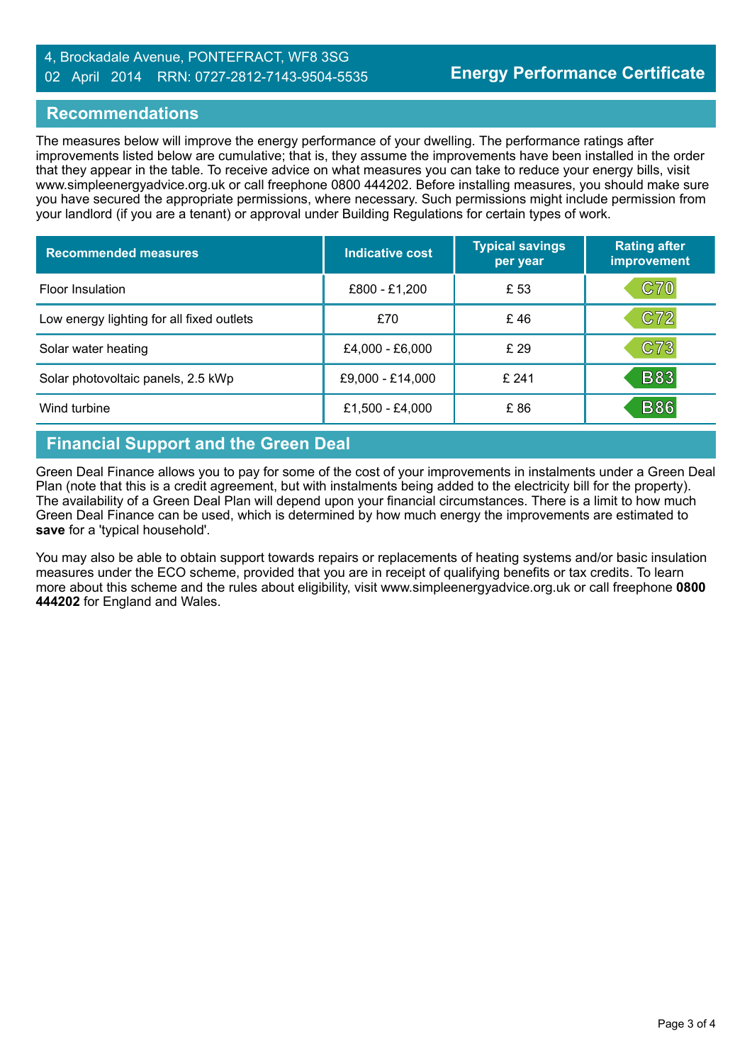4, Brockadale Avenue, PONTEFRACT, WF8 3SG
02 April 2014 RRN: 0727-2812-7143-9504-5535

**Energy Performance Certificate**

## Recommendations

The measures below will improve the energy performance of your dwelling. The performance ratings after improvements listed below are cumulative; that is, they assume the improvements have been installed in the order that they appear in the table. To receive advice on what measures you can take to reduce your energy bills, visit www.simpleenergyadvice.org.uk or call freephone 0800 444202. Before installing measures, you should make sure you have secured the appropriate permissions, where necessary. Such permissions might include permission from your landlord (if you are a tenant) or approval under Building Regulations for certain types of work.

| Recommended measures | Indicative cost | Typical savings per year | Rating after improvement |
|---|---|---|---|
| Floor Insulation | £800 - £1,200 | £ 53 | C70 |
| Low energy lighting for all fixed outlets | £70 | £ 46 | C72 |
| Solar water heating | £4,000 - £6,000 | £ 29 | C73 |
| Solar photovoltaic panels, 2.5 kWp | £9,000 - £14,000 | £ 241 | B83 |
| Wind turbine | £1,500 - £4,000 | £ 86 | B86 |

## Financial Support and the Green Deal

Green Deal Finance allows you to pay for some of the cost of your improvements in instalments under a Green Deal Plan (note that this is a credit agreement, but with instalments being added to the electricity bill for the property). The availability of a Green Deal Plan will depend upon your financial circumstances. There is a limit to how much Green Deal Finance can be used, which is determined by how much energy the improvements are estimated to **save** for a 'typical household'.

You may also be able to obtain support towards repairs or replacements of heating systems and/or basic insulation measures under the ECO scheme, provided that you are in receipt of qualifying benefits or tax credits. To learn more about this scheme and the rules about eligibility, visit www.simpleenergyadvice.org.uk or call freephone **0800 444202** for England and Wales.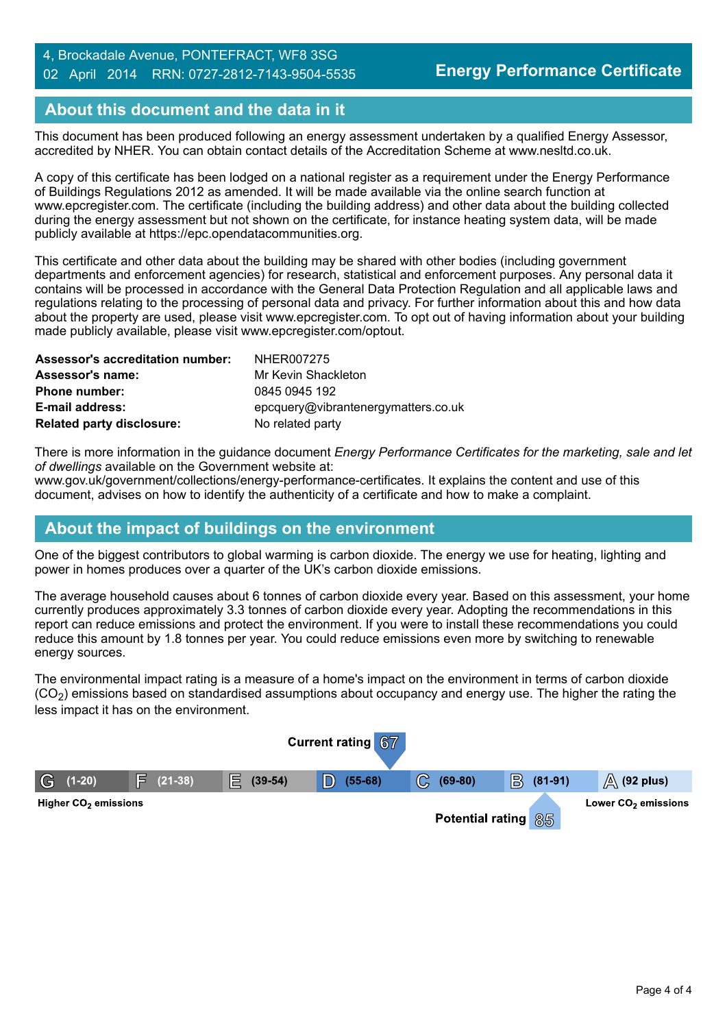4, Brockadale Avenue, PONTEFRACT, WF8 3SG
02 April 2014 RRN: 0727-2812-7143-9504-5535

**Energy Performance Certificate**

## About this document and the data in it

This document has been produced following an energy assessment undertaken by a qualified Energy Assessor, accredited by NHER. You can obtain contact details of the Accreditation Scheme at www.nesltd.co.uk.

A copy of this certificate has been lodged on a national register as a requirement under the Energy Performance of Buildings Regulations 2012 as amended. It will be made available via the online search function at www.epcregister.com. The certificate (including the building address) and other data about the building collected during the energy assessment but not shown on the certificate, for instance heating system data, will be made publicly available at https://epc.opendatacommunities.org.

This certificate and other data about the building may be shared with other bodies (including government departments and enforcement agencies) for research, statistical and enforcement purposes. Any personal data it contains will be processed in accordance with the General Data Protection Regulation and all applicable laws and regulations relating to the processing of personal data and privacy. For further information about this and how data about the property are used, please visit www.epcregister.com. To opt out of having information about your building made publicly available, please visit www.epcregister.com/optout.

| | |
|---|---|
| **Assessor's accreditation number:** | NHER007275 |
| **Assessor's name:** | Mr Kevin Shackleton |
| **Phone number:** | 0845 0945 192 |
| **E-mail address:** | epcquery@vibrantenergymatters.co.uk |
| **Related party disclosure:** | No related party |

There is more information in the guidance document *Energy Performance Certificates for the marketing, sale and let of dwellings* available on the Government website at: www.gov.uk/government/collections/energy-performance-certificates. It explains the content and use of this document, advises on how to identify the authenticity of a certificate and how to make a complaint.

## About the impact of buildings on the environment

One of the biggest contributors to global warming is carbon dioxide. The energy we use for heating, lighting and power in homes produces over a quarter of the UK's carbon dioxide emissions.

The average household causes about 6 tonnes of carbon dioxide every year. Based on this assessment, your home currently produces approximately 3.3 tonnes of carbon dioxide every year. Adopting the recommendations in this report can reduce emissions and protect the environment. If you were to install these recommendations you could reduce this amount by 1.8 tonnes per year. You could reduce emissions even more by switching to renewable energy sources.

The environmental impact rating is a measure of a home's impact on the environment in terms of carbon dioxide ($CO_2$) emissions based on standardised assumptions about occupancy and energy use. The higher the rating the less impact it has on the environment.

Current rating 67

G (1-20)
F (21-38)
E (39-54)
D (55-68)
C (69-80)
B (81-91)
A (92 plus)

Higher $CO_2$ emissions
Lower $CO_2$ emissions

Potential rating 85